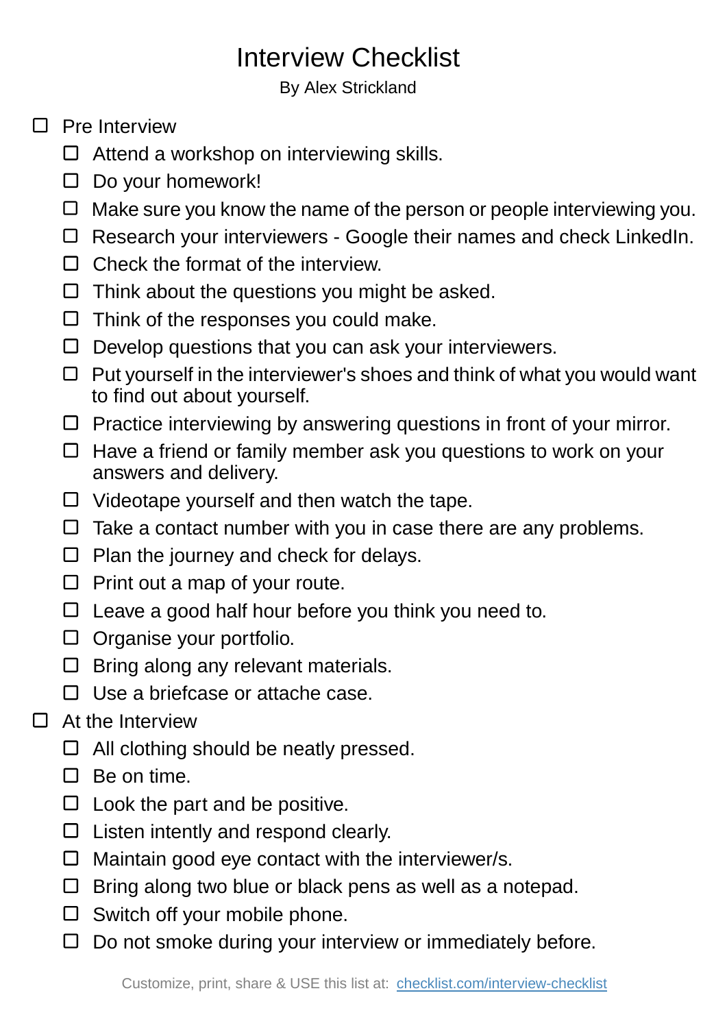# Interview Checklist

By Alex Strickland

- [ ] Pre Interview
    - [ ] Attend a workshop on interviewing skills.
    - [ ] Do your homework!
    - [ ] Make sure you know the name of the person or people interviewing you.
    - [ ] Research your interviewers - Google their names and check LinkedIn.
    - [ ] Check the format of the interview.
    - [ ] Think about the questions you might be asked.
    - [ ] Think of the responses you could make.
    - [ ] Develop questions that you can ask your interviewers.
    - [ ] Put yourself in the interviewer's shoes and think of what you would want to find out about yourself.
    - [ ] Practice interviewing by answering questions in front of your mirror.
    - [ ] Have a friend or family member ask you questions to work on your answers and delivery.
    - [ ] Videotape yourself and then watch the tape.
    - [ ] Take a contact number with you in case there are any problems.
    - [ ] Plan the journey and check for delays.
    - [ ] Print out a map of your route.
    - [ ] Leave a good half hour before you think you need to.
    - [ ] Organise your portfolio.
    - [ ] Bring along any relevant materials.
    - [ ] Use a briefcase or attache case.
- [ ] At the Interview
    - [ ] All clothing should be neatly pressed.
    - [ ] Be on time.
    - [ ] Look the part and be positive.
    - [ ] Listen intently and respond clearly.
    - [ ] Maintain good eye contact with the interviewer/s.
    - [ ] Bring along two blue or black pens as well as a notepad.
    - [ ] Switch off your mobile phone.
    - [ ] Do not smoke during your interview or immediately before.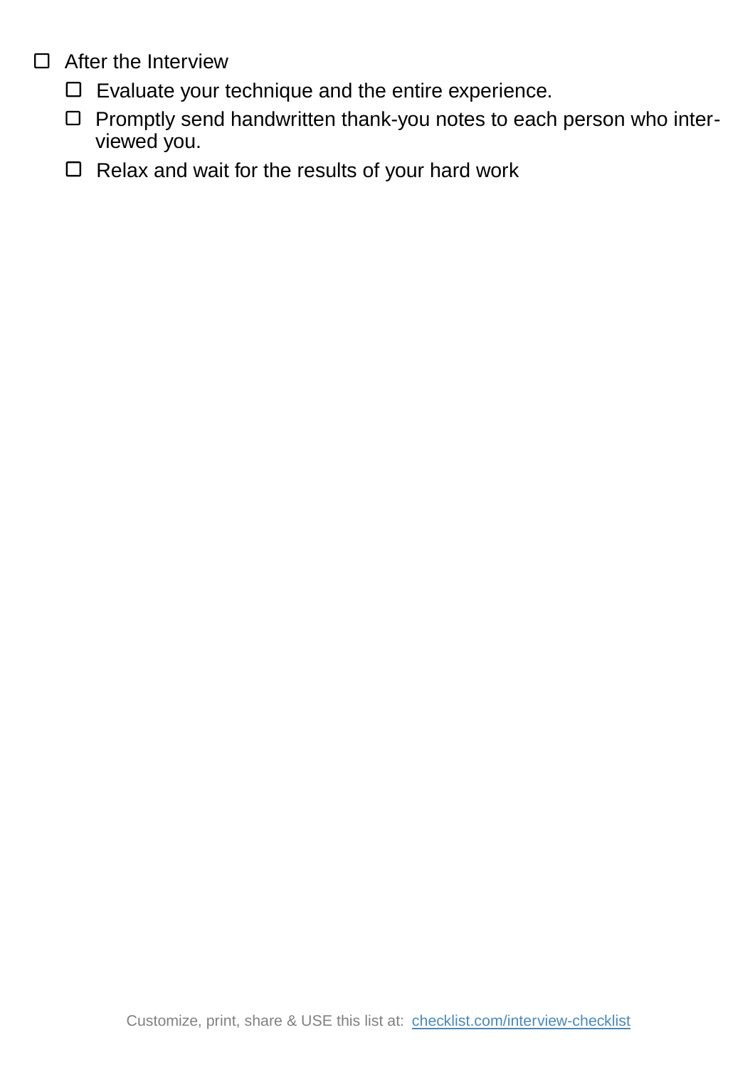- [ ] After the Interview
  - [ ] Evaluate your technique and the entire experience.
  - [ ] Promptly send handwritten thank-you notes to each person who interviewed you.
  - [ ] Relax and wait for the results of your hard work

Customize, print, share & USE this list at: [checklist.com/interview-checklist](https://checklist.com/interview-checklist)